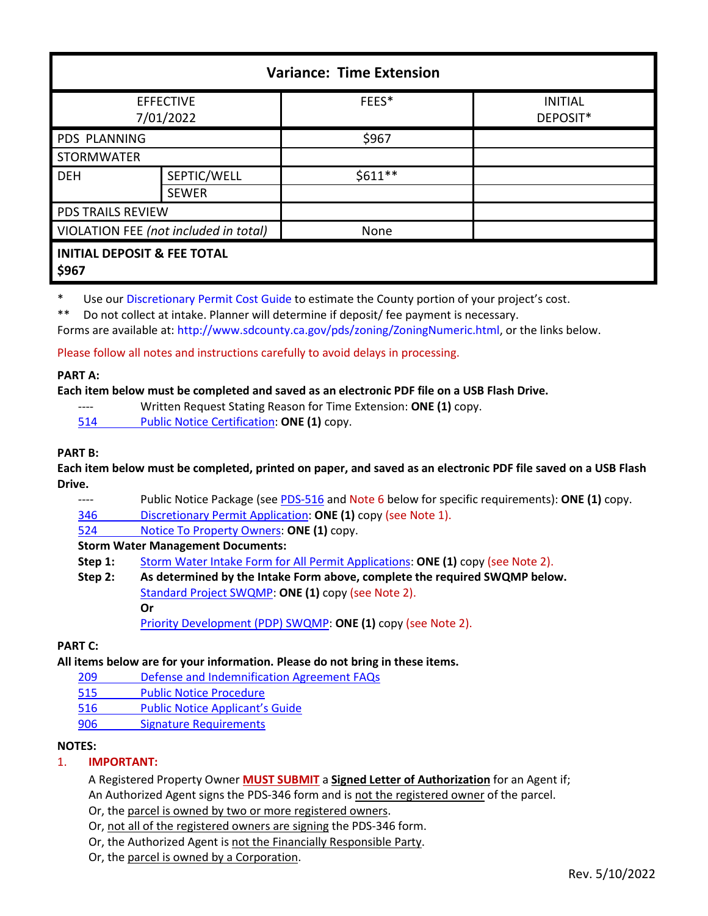| Variance: Time Extension | | | |
|---|---|---|---|
| EFFECTIVE 7/01/2022 | | FEES* | INITIAL DEPOSIT* |
| PDS PLANNING | | $967 | |
| STORMWATER | | | |
| DEH | SEPTIC/WELL | $611** | |
| | SEWER | | |
| PDS TRAILS REVIEW | | | |
| VIOLATION FEE *(not included in total)* | | None | |
| **INITIAL DEPOSIT & FEE TOTAL $967** | | | |

\* Use our Discretionary Permit Cost Guide to estimate the County portion of your project's cost.

\*\* Do not collect at intake. Planner will determine if deposit/ fee payment is necessary.

Forms are available at: http://www.sdcounty.ca.gov/pds/zoning/ZoningNumeric.html, or the links below.

Please follow all notes and instructions carefully to avoid delays in processing.

**PART A:**

**Each item below must be completed and saved as an electronic PDF file on a USB Flash Drive.**

- ---- Written Request Stating Reason for Time Extension: **ONE (1)** copy.
- 514 Public Notice Certification: **ONE (1)** copy.

**PART B:**

**Each item below must be completed, printed on paper, and saved as an electronic PDF file saved on a USB Flash Drive.**

- ---- Public Notice Package (see PDS-516 and Note 6 below for specific requirements): **ONE (1)** copy.
- 346 Discretionary Permit Application: **ONE (1)** copy (see Note 1).
- 524 Notice To Property Owners: **ONE (1)** copy.

**Storm Water Management Documents:**

**Step 1:** Storm Water Intake Form for All Permit Applications: **ONE (1)** copy (see Note 2).

**Step 2: As determined by the Intake Form above, complete the required SWQMP below.**

Standard Project SWQMP: **ONE (1)** copy (see Note 2).

**Or**

Priority Development (PDP) SWQMP: **ONE (1)** copy (see Note 2).

**PART C:**

**All items below are for your information. Please do not bring in these items.**

- 209 Defense and Indemnification Agreement FAQs
- 515 Public Notice Procedure
- 516 Public Notice Applicant's Guide
- 906 Signature Requirements

**NOTES:**

1. **IMPORTANT:**

   A Registered Property Owner **MUST SUBMIT** a **Signed Letter of Authorization** for an Agent if;
   An Authorized Agent signs the PDS-346 form and is not the registered owner of the parcel.
   Or, the parcel is owned by two or more registered owners.
   Or, not all of the registered owners are signing the PDS-346 form.
   Or, the Authorized Agent is not the Financially Responsible Party.
   Or, the parcel is owned by a Corporation.

Rev. 5/10/2022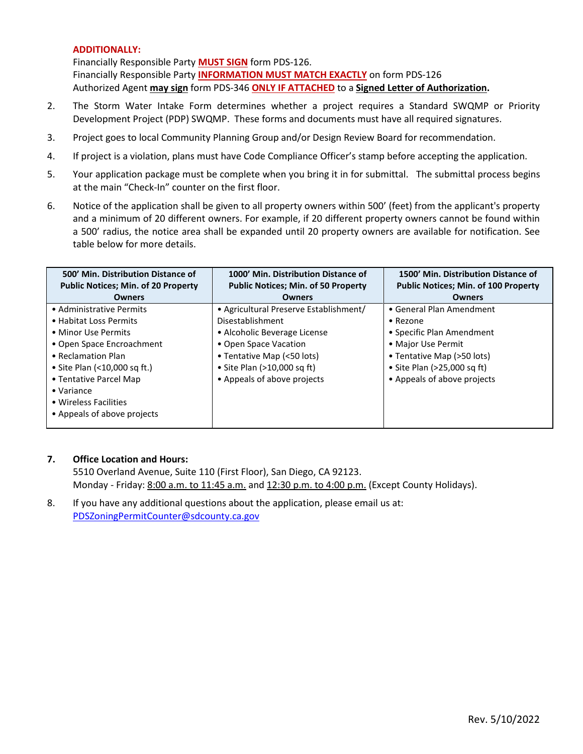**ADDITIONALLY:**
Financially Responsible Party **MUST SIGN** form PDS-126.
Financially Responsible Party **INFORMATION MUST MATCH EXACTLY** on form PDS-126
Authorized Agent **may sign** form PDS-346 **ONLY IF ATTACHED** to a **Signed Letter of Authorization.**

2. The Storm Water Intake Form determines whether a project requires a Standard SWQMP or Priority Development Project (PDP) SWQMP. These forms and documents must have all required signatures.
3. Project goes to local Community Planning Group and/or Design Review Board for recommendation.
4. If project is a violation, plans must have Code Compliance Officer's stamp before accepting the application.
5. Your application package must be complete when you bring it in for submittal. The submittal process begins at the main "Check-In" counter on the first floor.
6. Notice of the application shall be given to all property owners within 500' (feet) from the applicant's property and a minimum of 20 different owners. For example, if 20 different property owners cannot be found within a 500' radius, the notice area shall be expanded until 20 property owners are available for notification. See table below for more details.

| 500' Min. Distribution Distance of Public Notices; Min. of 20 Property Owners | 1000' Min. Distribution Distance of Public Notices; Min. of 50 Property Owners | 1500' Min. Distribution Distance of Public Notices; Min. of 100 Property Owners |
|---|---|---|
| • Administrative Permits<br>• Habitat Loss Permits<br>• Minor Use Permits<br>• Open Space Encroachment<br>• Reclamation Plan<br>• Site Plan (<10,000 sq ft.)<br>• Tentative Parcel Map<br>• Variance<br>• Wireless Facilities<br>• Appeals of above projects | • Agricultural Preserve Establishment/ Disestablishment<br>• Alcoholic Beverage License<br>• Open Space Vacation<br>• Tentative Map (<50 lots)<br>• Site Plan (>10,000 sq ft)<br>• Appeals of above projects | • General Plan Amendment<br>• Rezone<br>• Specific Plan Amendment<br>• Major Use Permit<br>• Tentative Map (>50 lots)<br>• Site Plan (>25,000 sq ft)<br>• Appeals of above projects |

7. **Office Location and Hours:**
   5510 Overland Avenue, Suite 110 (First Floor), San Diego, CA 92123.
   Monday - Friday: 8:00 a.m. to 11:45 a.m. and 12:30 p.m. to 4:00 p.m. (Except County Holidays).
8. If you have any additional questions about the application, please email us at: PDSZoningPermitCounter@sdcounty.ca.gov

Rev. 5/10/2022